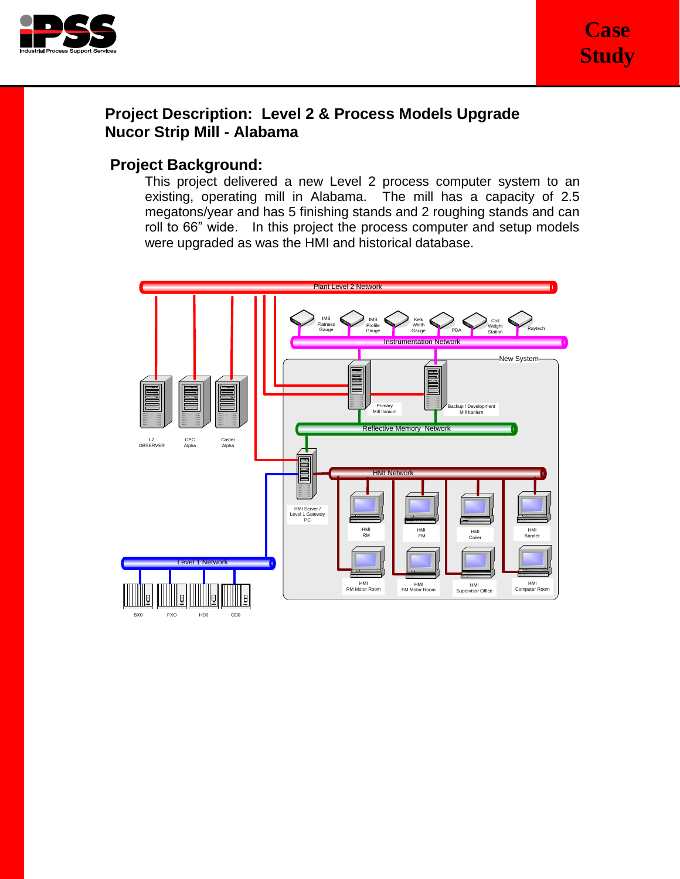# Project Description: Level 2 & Process Models Upgrade
# Nucor Strip Mill - Alabama

## Project Background:

This project delivered a new Level 2 process computer system to an existing, operating mill in Alabama. The mill has a capacity of 2.5 megatons/year and has 5 finishing stands and 2 roughing stands and can roll to 66" wide. In this project the process computer and setup models were upgraded as was the HMI and historical database.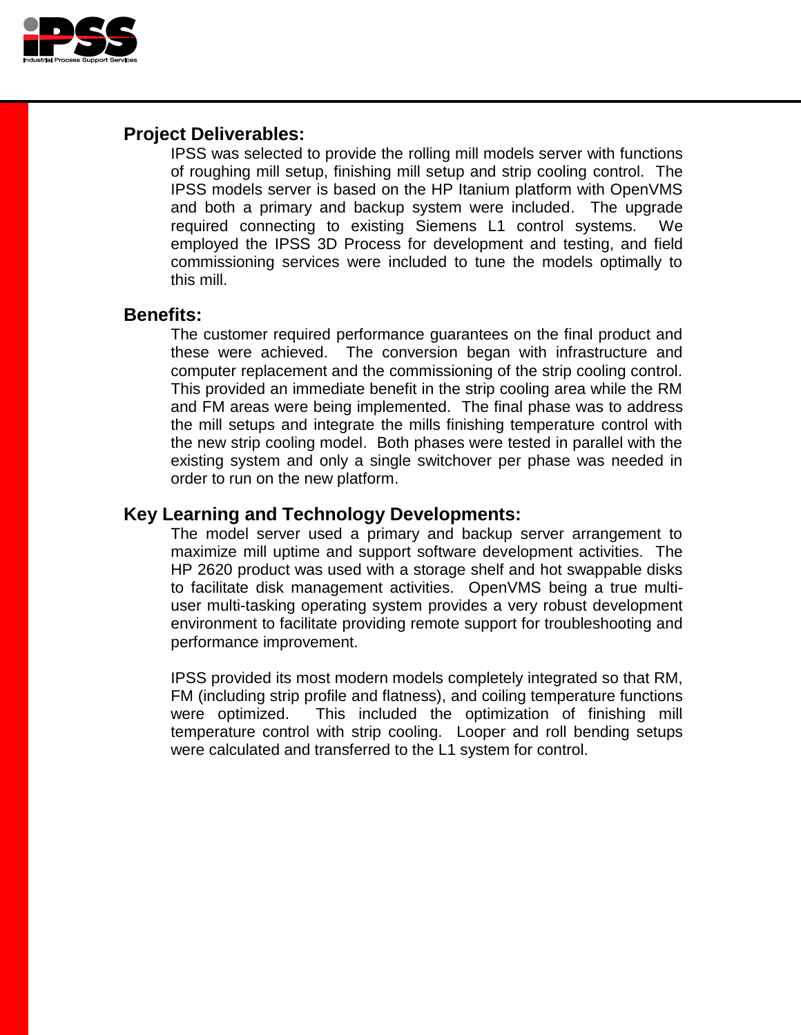## Project Deliverables:

IPSS was selected to provide the rolling mill models server with functions of roughing mill setup, finishing mill setup and strip cooling control. The IPSS models server is based on the HP Itanium platform with OpenVMS and both a primary and backup system were included. The upgrade required connecting to existing Siemens L1 control systems. We employed the IPSS 3D Process for development and testing, and field commissioning services were included to tune the models optimally to this mill.

## Benefits:

The customer required performance guarantees on the final product and these were achieved. The conversion began with infrastructure and computer replacement and the commissioning of the strip cooling control. This provided an immediate benefit in the strip cooling area while the RM and FM areas were being implemented. The final phase was to address the mill setups and integrate the mills finishing temperature control with the new strip cooling model. Both phases were tested in parallel with the existing system and only a single switchover per phase was needed in order to run on the new platform.

## Key Learning and Technology Developments:

The model server used a primary and backup server arrangement to maximize mill uptime and support software development activities. The HP 2620 product was used with a storage shelf and hot swappable disks to facilitate disk management activities. OpenVMS being a true multi-user multi-tasking operating system provides a very robust development environment to facilitate providing remote support for troubleshooting and performance improvement.

IPSS provided its most modern models completely integrated so that RM, FM (including strip profile and flatness), and coiling temperature functions were optimized. This included the optimization of finishing mill temperature control with strip cooling. Looper and roll bending setups were calculated and transferred to the L1 system for control.